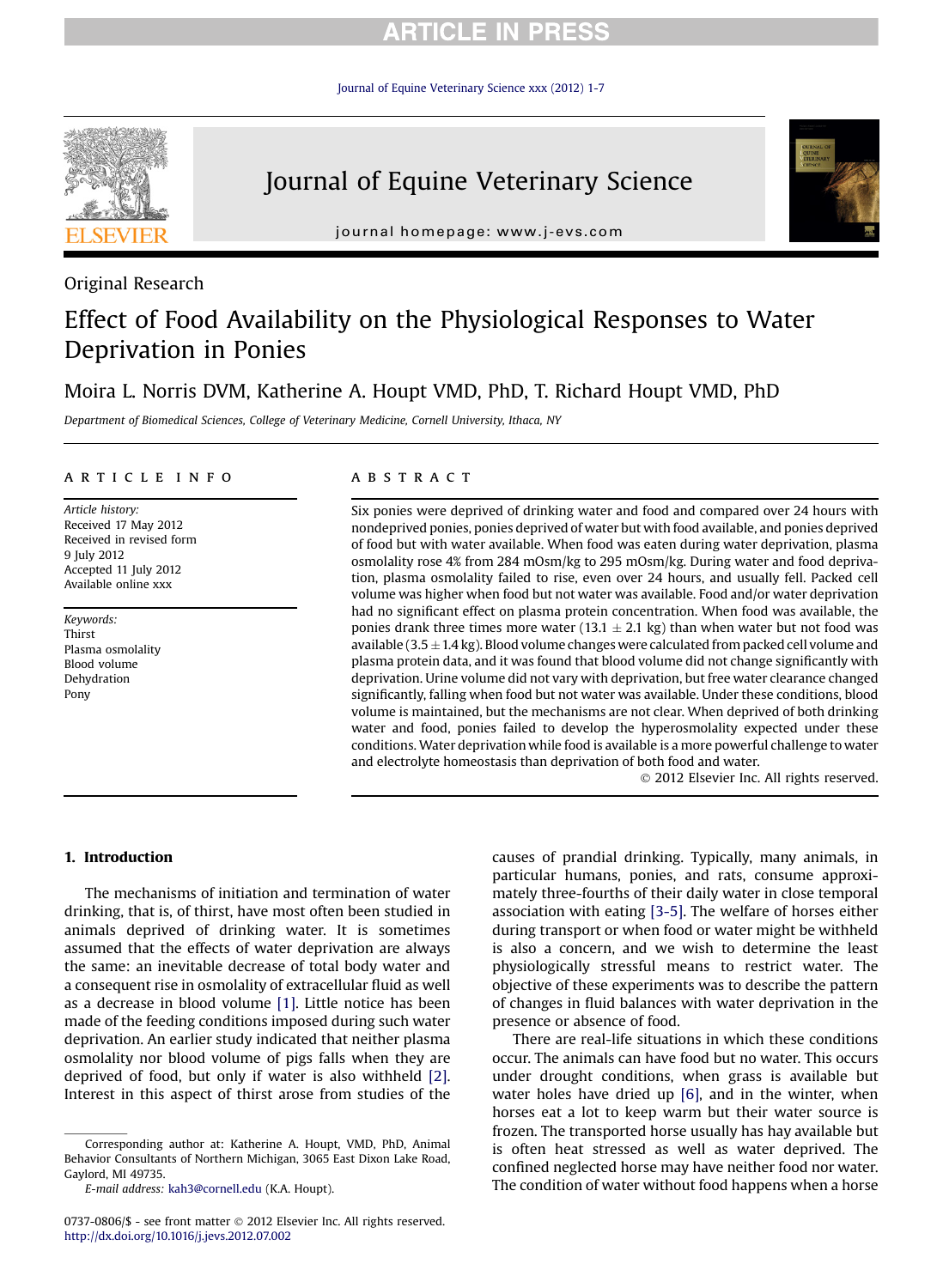Original Research

# Effect of Food Availability on the Physiological Responses to Water Deprivation in Ponies

Moira L. Norris DVM, Katherine A. Houpt VMD, PhD, T. Richard Houpt VMD, PhD

*Department of Biomedical Sciences, College of Veterinary Medicine, Cornell University, Ithaca, NY*

## ARTICLE INFO

*Article history:*
Received 17 May 2012
Received in revised form 9 July 2012
Accepted 11 July 2012
Available online xxx

*Keywords:*
Thirst
Plasma osmolality
Blood volume
Dehydration
Pony

## ABSTRACT

Six ponies were deprived of drinking water and food and compared over 24 hours with nondeprived ponies, ponies deprived of water but with food available, and ponies deprived of food but with water available. When food was eaten during water deprivation, plasma osmolality rose 4% from 284 mOsm/kg to 295 mOsm/kg. During water and food deprivation, plasma osmolality failed to rise, even over 24 hours, and usually fell. Packed cell volume was higher when food but not water was available. Food and/or water deprivation had no significant effect on plasma protein concentration. When food was available, the ponies drank three times more water (13.1 ± 2.1 kg) than when water but not food was available (3.5 ± 1.4 kg). Blood volume changes were calculated from packed cell volume and plasma protein data, and it was found that blood volume did not change significantly with deprivation. Urine volume did not vary with deprivation, but free water clearance changed significantly, falling when food but not water was available. Under these conditions, blood volume is maintained, but the mechanisms are not clear. When deprived of both drinking water and food, ponies failed to develop the hyperosmolality expected under these conditions. Water deprivation while food is available is a more powerful challenge to water and electrolyte homeostasis than deprivation of both food and water.

© 2012 Elsevier Inc. All rights reserved.

## 1. Introduction

The mechanisms of initiation and termination of water drinking, that is, of thirst, have most often been studied in animals deprived of drinking water. It is sometimes assumed that the effects of water deprivation are always the same: an inevitable decrease of total body water and a consequent rise in osmolality of extracellular fluid as well as a decrease in blood volume [1]. Little notice has been made of the feeding conditions imposed during such water deprivation. An earlier study indicated that neither plasma osmolality nor blood volume of pigs falls when they are deprived of food, but only if water is also withheld [2]. Interest in this aspect of thirst arose from studies of the causes of prandial drinking. Typically, many animals, in particular humans, ponies, and rats, consume approximately three-fourths of their daily water in close temporal association with eating [3-5]. The welfare of horses either during transport or when food or water might be withheld is also a concern, and we wish to determine the least physiologically stressful means to restrict water. The objective of these experiments was to describe the pattern of changes in fluid balances with water deprivation in the presence or absence of food.

There are real-life situations in which these conditions occur. The animals can have food but no water. This occurs under drought conditions, when grass is available but water holes have dried up [6], and in the winter, when horses eat a lot to keep warm but their water source is frozen. The transported horse usually has hay available but is often heat stressed as well as water deprived. The confined neglected horse may have neither food nor water. The condition of water without food happens when a horse

Corresponding author at: Katherine A. Houpt, VMD, PhD, Animal Behavior Consultants of Northern Michigan, 3065 East Dixon Lake Road, Gaylord, MI 49735.
*E-mail address:* kah3@cornell.edu (K.A. Houpt).

0737-0806/$ - see front matter © 2012 Elsevier Inc. All rights reserved.
http://dx.doi.org/10.1016/j.jevs.2012.07.002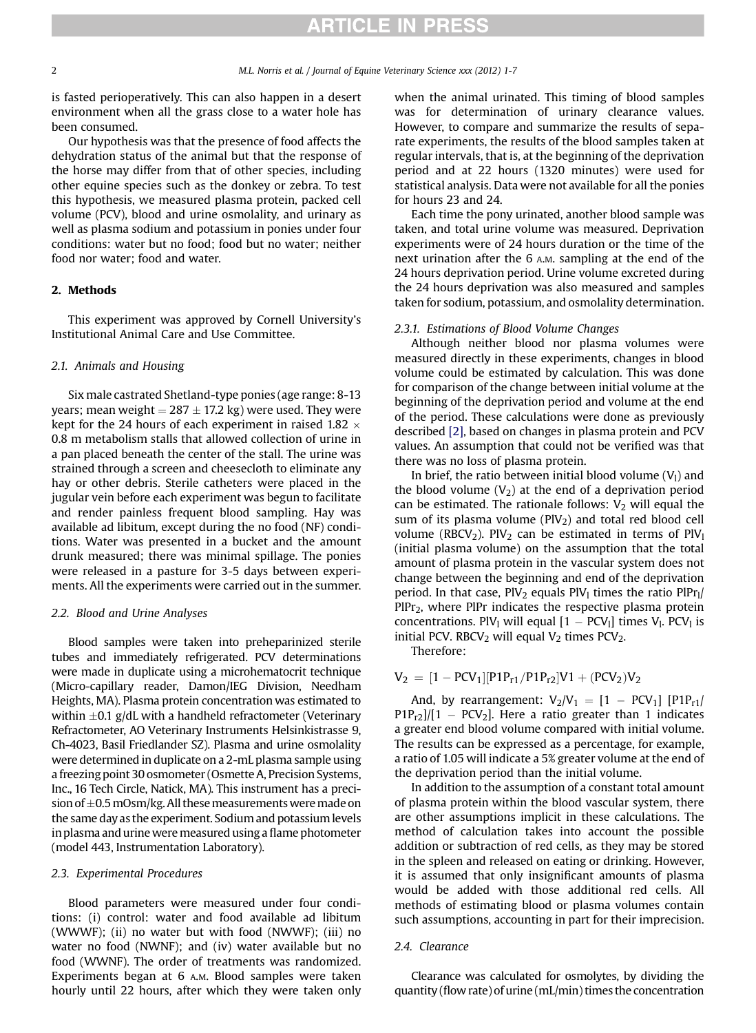is fasted perioperatively. This can also happen in a desert environment when all the grass close to a water hole has been consumed.

Our hypothesis was that the presence of food affects the dehydration status of the animal but that the response of the horse may differ from that of other species, including other equine species such as the donkey or zebra. To test this hypothesis, we measured plasma protein, packed cell volume (PCV), blood and urine osmolality, and urinary as well as plasma sodium and potassium in ponies under four conditions: water but no food; food but no water; neither food nor water; food and water.

## 2. Methods

This experiment was approved by Cornell University's Institutional Animal Care and Use Committee.

### 2.1. Animals and Housing

Six male castrated Shetland-type ponies (age range: 8-13 years; mean weight = 287 ± 17.2 kg) were used. They were kept for the 24 hours of each experiment in raised 1.82 × 0.8 m metabolism stalls that allowed collection of urine in a pan placed beneath the center of the stall. The urine was strained through a screen and cheesecloth to eliminate any hay or other debris. Sterile catheters were placed in the jugular vein before each experiment was begun to facilitate and render painless frequent blood sampling. Hay was available ad libitum, except during the no food (NF) conditions. Water was presented in a bucket and the amount drunk measured; there was minimal spillage. The ponies were released in a pasture for 3-5 days between experiments. All the experiments were carried out in the summer.

### 2.2. Blood and Urine Analyses

Blood samples were taken into preheparinized sterile tubes and immediately refrigerated. PCV determinations were made in duplicate using a microhematocrit technique (Micro-capillary reader, Damon/IEG Division, Needham Heights, MA). Plasma protein concentration was estimated to within ±0.1 g/dL with a handheld refractometer (Veterinary Refractometer, AO Veterinary Instruments Helsinkistrasse 9, Ch-4023, Basil Friedlander SZ). Plasma and urine osmolality were determined in duplicate on a 2-mL plasma sample using a freezing point 30 osmometer (Osmette A, Precision Systems, Inc., 16 Tech Circle, Natick, MA). This instrument has a precision of ±0.5 mOsm/kg. All these measurements were made on the same day as the experiment. Sodium and potassium levels in plasma and urine were measured using a flame photometer (model 443, Instrumentation Laboratory).

### 2.3. Experimental Procedures

Blood parameters were measured under four conditions: (i) control: water and food available ad libitum (WWWF); (ii) no water but with food (NWWF); (iii) no water no food (NWNF); and (iv) water available but no food (WWNF). The order of treatments was randomized. Experiments began at 6 A.M. Blood samples were taken hourly until 22 hours, after which they were taken only when the animal urinated. This timing of blood samples was for determination of urinary clearance values. However, to compare and summarize the results of separate experiments, the results of the blood samples taken at regular intervals, that is, at the beginning of the deprivation period and at 22 hours (1320 minutes) were used for statistical analysis. Data were not available for all the ponies for hours 23 and 24.

Each time the pony urinated, another blood sample was taken, and total urine volume was measured. Deprivation experiments were of 24 hours duration or the time of the next urination after the 6 A.M. sampling at the end of the 24 hours deprivation period. Urine volume excreted during the 24 hours deprivation was also measured and samples taken for sodium, potassium, and osmolality determination.

#### 2.3.1. Estimations of Blood Volume Changes

Although neither blood nor plasma volumes were measured directly in these experiments, changes in blood volume could be estimated by calculation. This was done for comparison of the change between initial volume at the beginning of the deprivation period and volume at the end of the period. These calculations were done as previously described [2], based on changes in plasma protein and PCV values. An assumption that could not be verified was that there was no loss of plasma protein.

In brief, the ratio between initial blood volume ($V_I$) and the blood volume ($V_2$) at the end of a deprivation period can be estimated. The rationale follows: $V_2$ will equal the sum of its plasma volume ($PlV_2$) and total red blood cell volume ($RBCV_2$). $PlV_2$ can be estimated in terms of $PlV_I$ (initial plasma volume) on the assumption that the total amount of plasma protein in the vascular system does not change between the beginning and end of the deprivation period. In that case, $PlV_2$ equals $PlV_I$ times the ratio $PlPr_I/PlPr_2$, where PlPr indicates the respective plasma protein concentrations. $PlV_I$ will equal $[1 - PCV_I]$ times $V_I$. $PCV_I$ is initial PCV. $RBCV_2$ will equal $V_2$ times $PCV_2$.

Therefore:

$$V_2 = [1 - PCV_1][P1P_{r1}/P1P_{r2}]V1 + (PCV_2)V_2$$

And, by rearrangement: $V_2/V_1 = [1 - PCV_1]\,[P1P_{r1}/P1P_{r2}]/[1 - PCV_2]$. Here a ratio greater than 1 indicates a greater end blood volume compared with initial volume. The results can be expressed as a percentage, for example, a ratio of 1.05 will indicate a 5% greater volume at the end of the deprivation period than the initial volume.

In addition to the assumption of a constant total amount of plasma protein within the blood vascular system, there are other assumptions implicit in these calculations. The method of calculation takes into account the possible addition or subtraction of red cells, as they may be stored in the spleen and released on eating or drinking. However, it is assumed that only insignificant amounts of plasma would be added with those additional red cells. All methods of estimating blood or plasma volumes contain such assumptions, accounting in part for their imprecision.

### 2.4. Clearance

Clearance was calculated for osmolytes, by dividing the quantity (flow rate) of urine (mL/min) times the concentration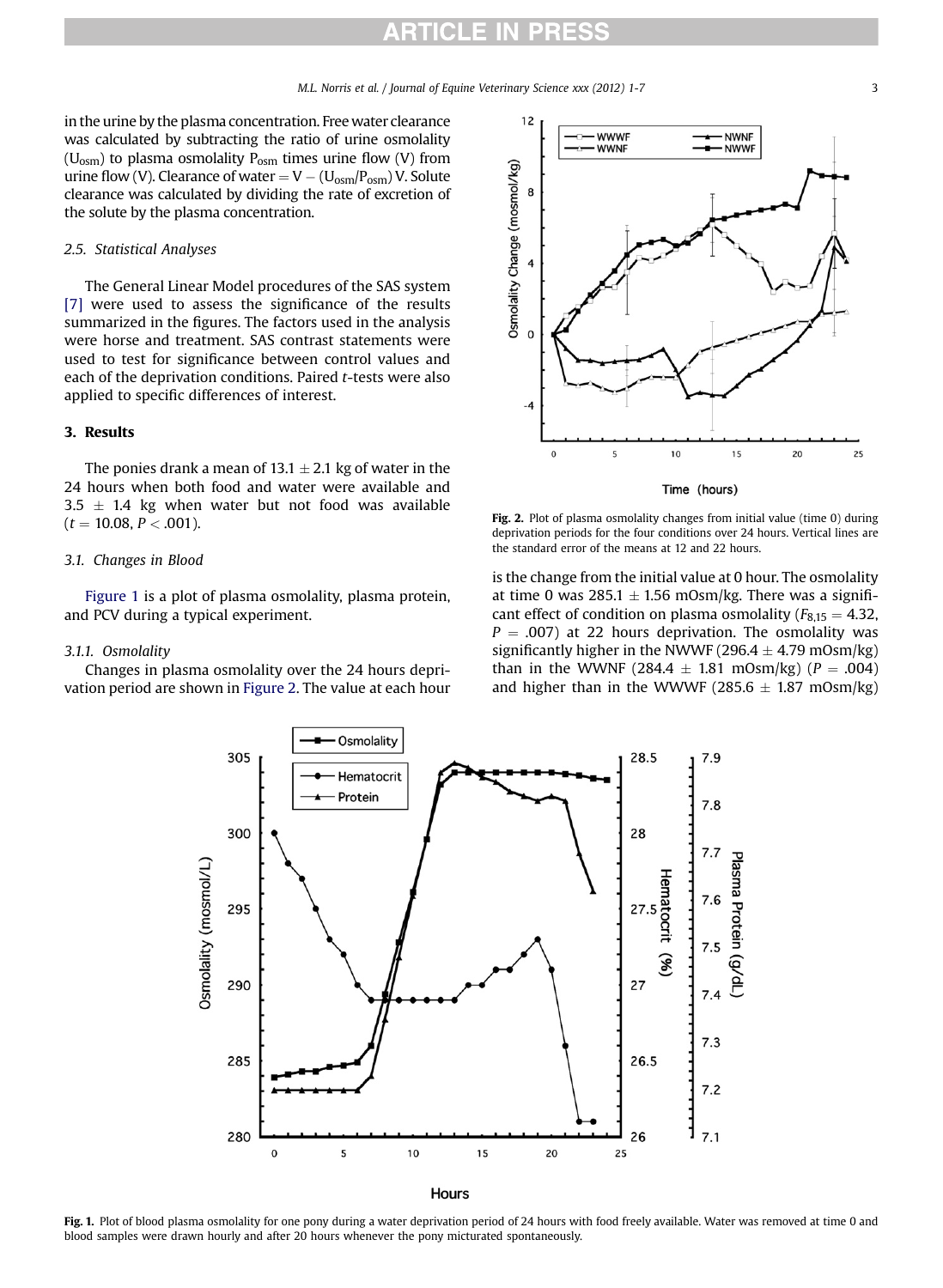in the urine by the plasma concentration. Free water clearance was calculated by subtracting the ratio of urine osmolality ($U_{osm}$) to plasma osmolality $P_{osm}$ times urine flow (V) from urine flow (V). Clearance of water $= V - (U_{osm}/P_{osm})\,V$. Solute clearance was calculated by dividing the rate of excretion of the solute by the plasma concentration.

### 2.5. Statistical Analyses

The General Linear Model procedures of the SAS system [7] were used to assess the significance of the results summarized in the figures. The factors used in the analysis were horse and treatment. SAS contrast statements were used to test for significance between control values and each of the deprivation conditions. Paired t-tests were also applied to specific differences of interest.

## 3. Results

The ponies drank a mean of 13.1 ± 2.1 kg of water in the 24 hours when both food and water were available and 3.5 ± 1.4 kg when water but not food was available ($t = 10.08$, $P < .001$).

### 3.1. Changes in Blood

Figure 1 is a plot of plasma osmolality, plasma protein, and PCV during a typical experiment.

#### 3.1.1. Osmolality

Changes in plasma osmolality over the 24 hours deprivation period are shown in Figure 2. The value at each hour is the change from the initial value at 0 hour. The osmolality at time 0 was 285.1 ± 1.56 mOsm/kg. There was a significant effect of condition on plasma osmolality ($F_{8,15} = 4.32$, $P = .007$) at 22 hours deprivation. The osmolality was significantly higher in the NWWF (296.4 ± 4.79 mOsm/kg) than in the WWNF (284.4 ± 1.81 mOsm/kg) ($P = .004$) and higher than in the WWWF (285.6 ± 1.87 mOsm/kg)

Fig. 2. Plot of plasma osmolality changes from initial value (time 0) during deprivation periods for the four conditions over 24 hours. Vertical lines are the standard error of the means at 12 and 22 hours.

Fig. 1. Plot of blood plasma osmolality for one pony during a water deprivation period of 24 hours with food freely available. Water was removed at time 0 and blood samples were drawn hourly and after 20 hours whenever the pony micturated spontaneously.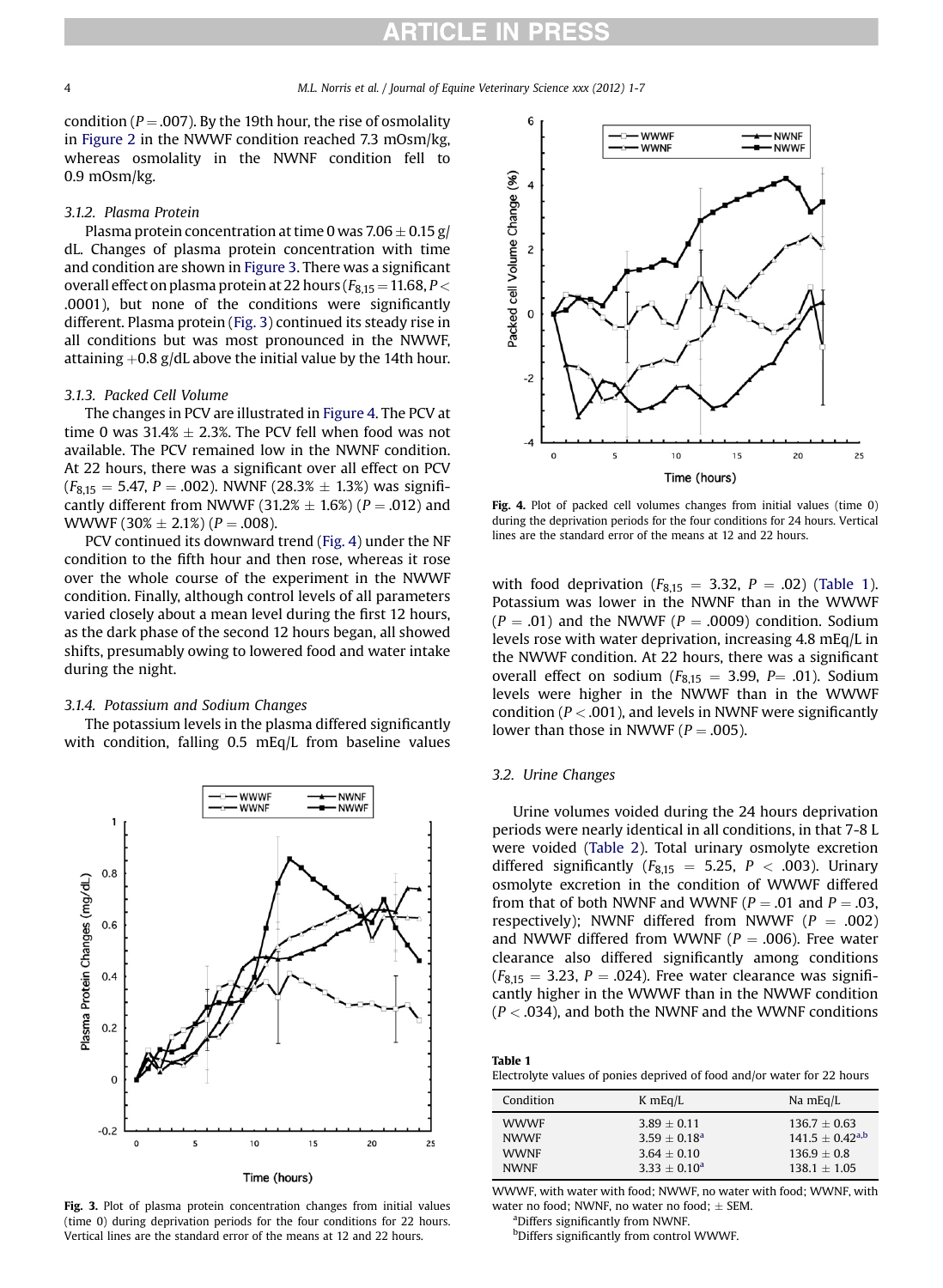condition ($P = .007$). By the 19th hour, the rise of osmolality in Figure 2 in the NWWF condition reached 7.3 mOsm/kg, whereas osmolality in the NWNF condition fell to 0.9 mOsm/kg.

### 3.1.2. Plasma Protein

Plasma protein concentration at time 0 was $7.06 \pm 0.15$ g/dL. Changes of plasma protein concentration with time and condition are shown in Figure 3. There was a significant overall effect on plasma protein at 22 hours ($F_{8,15} = 11.68$, $P < .0001$), but none of the conditions were significantly different. Plasma protein (Fig. 3) continued its steady rise in all conditions but was most pronounced in the NWWF, attaining +0.8 g/dL above the initial value by the 14th hour.

### 3.1.3. Packed Cell Volume

The changes in PCV are illustrated in Figure 4. The PCV at time 0 was $31.4\% \pm 2.3\%$. The PCV fell when food was not available. The PCV remained low in the NWNF condition. At 22 hours, there was a significant over all effect on PCV ($F_{8,15} = 5.47$, $P = .002$). NWNF ($28.3\% \pm 1.3\%$) was significantly different from NWWF ($31.2\% \pm 1.6\%$) ($P = .012$) and WWWF ($30\% \pm 2.1\%$) ($P = .008$).

PCV continued its downward trend (Fig. 4) under the NF condition to the fifth hour and then rose, whereas it rose over the whole course of the experiment in the NWWF condition. Finally, although control levels of all parameters varied closely about a mean level during the first 12 hours, as the dark phase of the second 12 hours began, all showed shifts, presumably owing to lowered food and water intake during the night.

### 3.1.4. Potassium and Sodium Changes

The potassium levels in the plasma differed significantly with condition, falling 0.5 mEq/L from baseline values with food deprivation ($F_{8,15} = 3.32$, $P = .02$) (Table 1). Potassium was lower in the NWNF than in the WWWF ($P = .01$) and the NWWF ($P = .0009$) condition. Sodium levels rose with water deprivation, increasing 4.8 mEq/L in the NWWF condition. At 22 hours, there was a significant overall effect on sodium ($F_{8,15} = 3.99$, $P = .01$). Sodium levels were higher in the NWWF than in the WWWF condition ($P < .001$), and levels in NWNF were significantly lower than those in NWWF ($P = .005$).

Fig. 3. Plot of plasma protein concentration changes from initial values (time 0) during deprivation periods for the four conditions for 22 hours. Vertical lines are the standard error of the means at 12 and 22 hours.

Fig. 4. Plot of packed cell volumes changes from initial values (time 0) during the deprivation periods for the four conditions for 24 hours. Vertical lines are the standard error of the means at 12 and 22 hours.

## 3.2. Urine Changes

Urine volumes voided during the 24 hours deprivation periods were nearly identical in all conditions, in that 7-8 L were voided (Table 2). Total urinary osmolyte excretion differed significantly ($F_{8,15} = 5.25$, $P < .003$). Urinary osmolyte excretion in the condition of WWWF differed from that of both NWNF and WWNF ($P = .01$ and $P = .03$, respectively); NWNF differed from NWWF ($P = .002$) and NWWF differed from WWNF ($P = .006$). Free water clearance also differed significantly among conditions ($F_{8,15} = 3.23$, $P = .024$). Free water clearance was significantly higher in the WWWF than in the NWWF condition ($P < .034$), and both the NWNF and the WWNF conditions

**Table 1**
Electrolyte values of ponies deprived of food and/or water for 22 hours

| Condition | K mEq/L | Na mEq/L |
|---|---|---|
| WWWF | $3.89 \pm 0.11$ | $136.7 \pm 0.63$ |
| NWWF | $3.59 \pm 0.18$ [a] | $141.5 \pm 0.42$ [a,b] |
| WWNF | $3.64 \pm 0.10$ | $136.9 \pm 0.8$ |
| NWNF | $3.33 \pm 0.10$ [a] | $138.1 \pm 1.05$ |

WWWF, with water with food; NWWF, no water with food; WWNF, with water no food; NWNF, no water no food; ± SEM.

[a] Differs significantly from NWNF.

[b] Differs significantly from control WWWF.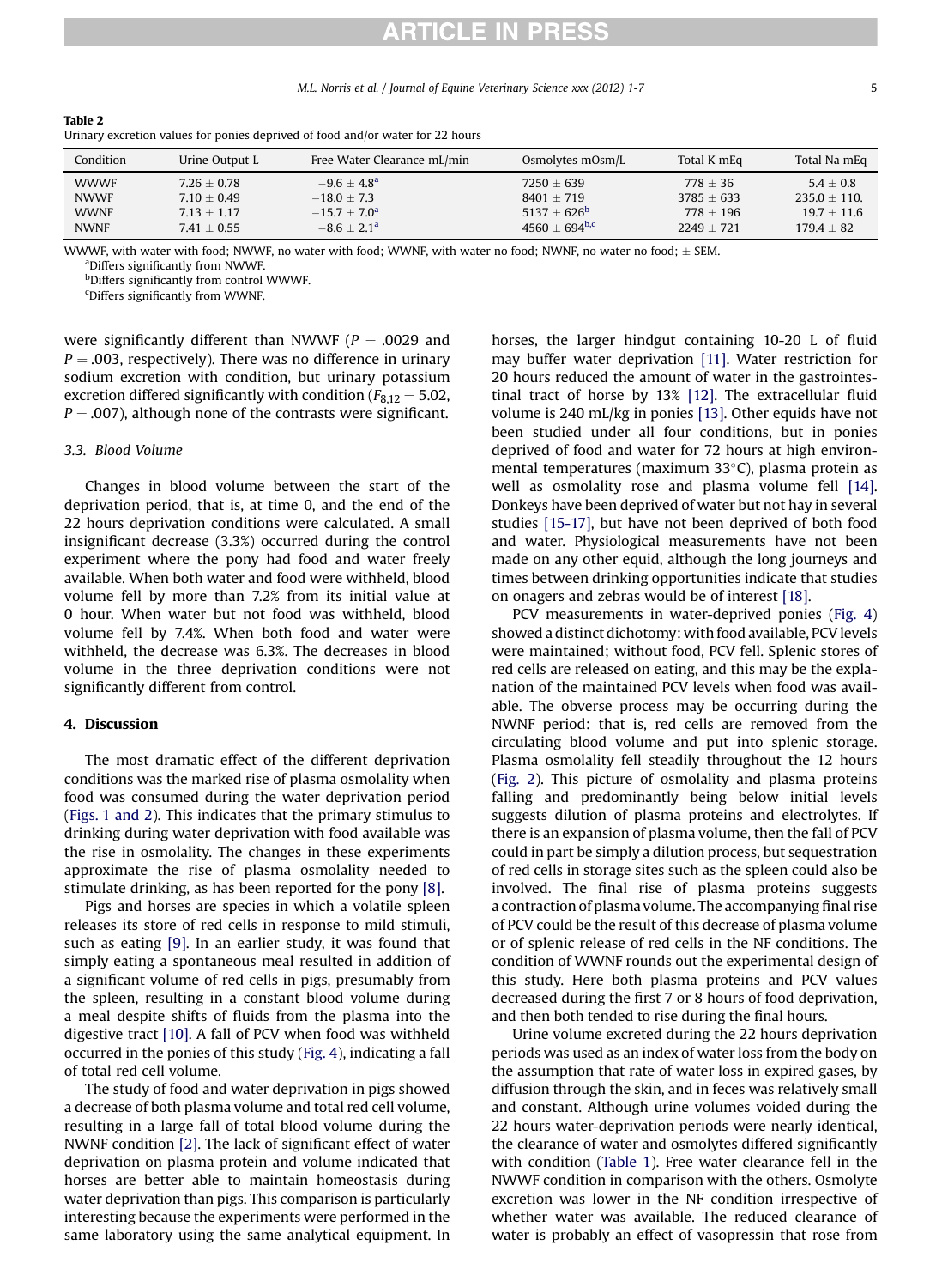**Table 2**
Urinary excretion values for ponies deprived of food and/or water for 22 hours

| Condition | Urine Output L | Free Water Clearance mL/min | Osmolytes mOsm/L | Total K mEq | Total Na mEq |
|---|---|---|---|---|---|
| WWWF | 7.26 ± 0.78 | −9.6 ± 4.8[a] | 7250 ± 639 | 778 ± 36 | 5.4 ± 0.8 |
| NWWF | 7.10 ± 0.49 | −18.0 ± 7.3 | 8401 ± 719 | 3785 ± 633 | 235.0 ± 110. |
| WWNF | 7.13 ± 1.17 | −15.7 ± 7.0[a] | 5137 ± 626[b] | 778 ± 196 | 19.7 ± 11.6 |
| NWNF | 7.41 ± 0.55 | −8.6 ± 2.1[a] | 4560 ± 694[b,c] | 2249 ± 721 | 179.4 ± 82 |

WWWF, with water with food; NWWF, no water with food; WWNF, with water no food; NWNF, no water no food; ± SEM.
[a]Differs significantly from NWWF.
[b]Differs significantly from control WWWF.
[c]Differs significantly from WWNF.

were significantly different than NWWF ($P = .0029$ and $P = .003$, respectively). There was no difference in urinary sodium excretion with condition, but urinary potassium excretion differed significantly with condition ($F_{8,12} = 5.02$, $P = .007$), although none of the contrasts were significant.

### 3.3. Blood Volume

Changes in blood volume between the start of the deprivation period, that is, at time 0, and the end of the 22 hours deprivation conditions were calculated. A small insignificant decrease (3.3%) occurred during the control experiment where the pony had food and water freely available. When both water and food were withheld, blood volume fell by more than 7.2% from its initial value at 0 hour. When water but not food was withheld, blood volume fell by 7.4%. When both food and water were withheld, the decrease was 6.3%. The decreases in blood volume in the three deprivation conditions were not significantly different from control.

## 4. Discussion

The most dramatic effect of the different deprivation conditions was the marked rise of plasma osmolality when food was consumed during the water deprivation period (Figs. 1 and 2). This indicates that the primary stimulus to drinking during water deprivation with food available was the rise in osmolality. The changes in these experiments approximate the rise of plasma osmolality needed to stimulate drinking, as has been reported for the pony [8].

Pigs and horses are species in which a volatile spleen releases its store of red cells in response to mild stimuli, such as eating [9]. In an earlier study, it was found that simply eating a spontaneous meal resulted in addition of a significant volume of red cells in pigs, presumably from the spleen, resulting in a constant blood volume during a meal despite shifts of fluids from the plasma into the digestive tract [10]. A fall of PCV when food was withheld occurred in the ponies of this study (Fig. 4), indicating a fall of total red cell volume.

The study of food and water deprivation in pigs showed a decrease of both plasma volume and total red cell volume, resulting in a large fall of total blood volume during the NWNF condition [2]. The lack of significant effect of water deprivation on plasma protein and volume indicated that horses are better able to maintain homeostasis during water deprivation than pigs. This comparison is particularly interesting because the experiments were performed in the same laboratory using the same analytical equipment. In horses, the larger hindgut containing 10-20 L of fluid may buffer water deprivation [11]. Water restriction for 20 hours reduced the amount of water in the gastrointestinal tract of horse by 13% [12]. The extracellular fluid volume is 240 mL/kg in ponies [13]. Other equids have not been studied under all four conditions, but in ponies deprived of food and water for 72 hours at high environmental temperatures (maximum 33°C), plasma protein as well as osmolality rose and plasma volume fell [14]. Donkeys have been deprived of water but not hay in several studies [15-17], but have not been deprived of both food and water. Physiological measurements have not been made on any other equid, although the long journeys and times between drinking opportunities indicate that studies on onagers and zebras would be of interest [18].

PCV measurements in water-deprived ponies (Fig. 4) showed a distinct dichotomy: with food available, PCV levels were maintained; without food, PCV fell. Splenic stores of red cells are released on eating, and this may be the explanation of the maintained PCV levels when food was available. The obverse process may be occurring during the NWNF period: that is, red cells are removed from the circulating blood volume and put into splenic storage. Plasma osmolality fell steadily throughout the 12 hours (Fig. 2). This picture of osmolality and plasma proteins falling and predominantly being below initial levels suggests dilution of plasma proteins and electrolytes. If there is an expansion of plasma volume, then the fall of PCV could in part be simply a dilution process, but sequestration of red cells in storage sites such as the spleen could also be involved. The final rise of plasma proteins suggests a contraction of plasma volume. The accompanying final rise of PCV could be the result of this decrease of plasma volume or of splenic release of red cells in the NF conditions. The condition of WWNF rounds out the experimental design of this study. Here both plasma proteins and PCV values decreased during the first 7 or 8 hours of food deprivation, and then both tended to rise during the final hours.

Urine volume excreted during the 22 hours deprivation periods was used as an index of water loss from the body on the assumption that rate of water loss in expired gases, by diffusion through the skin, and in feces was relatively small and constant. Although urine volumes voided during the 22 hours water-deprivation periods were nearly identical, the clearance of water and osmolytes differed significantly with condition (Table 1). Free water clearance fell in the NWWF condition in comparison with the others. Osmolyte excretion was lower in the NF condition irrespective of whether water was available. The reduced clearance of water is probably an effect of vasopressin that rose from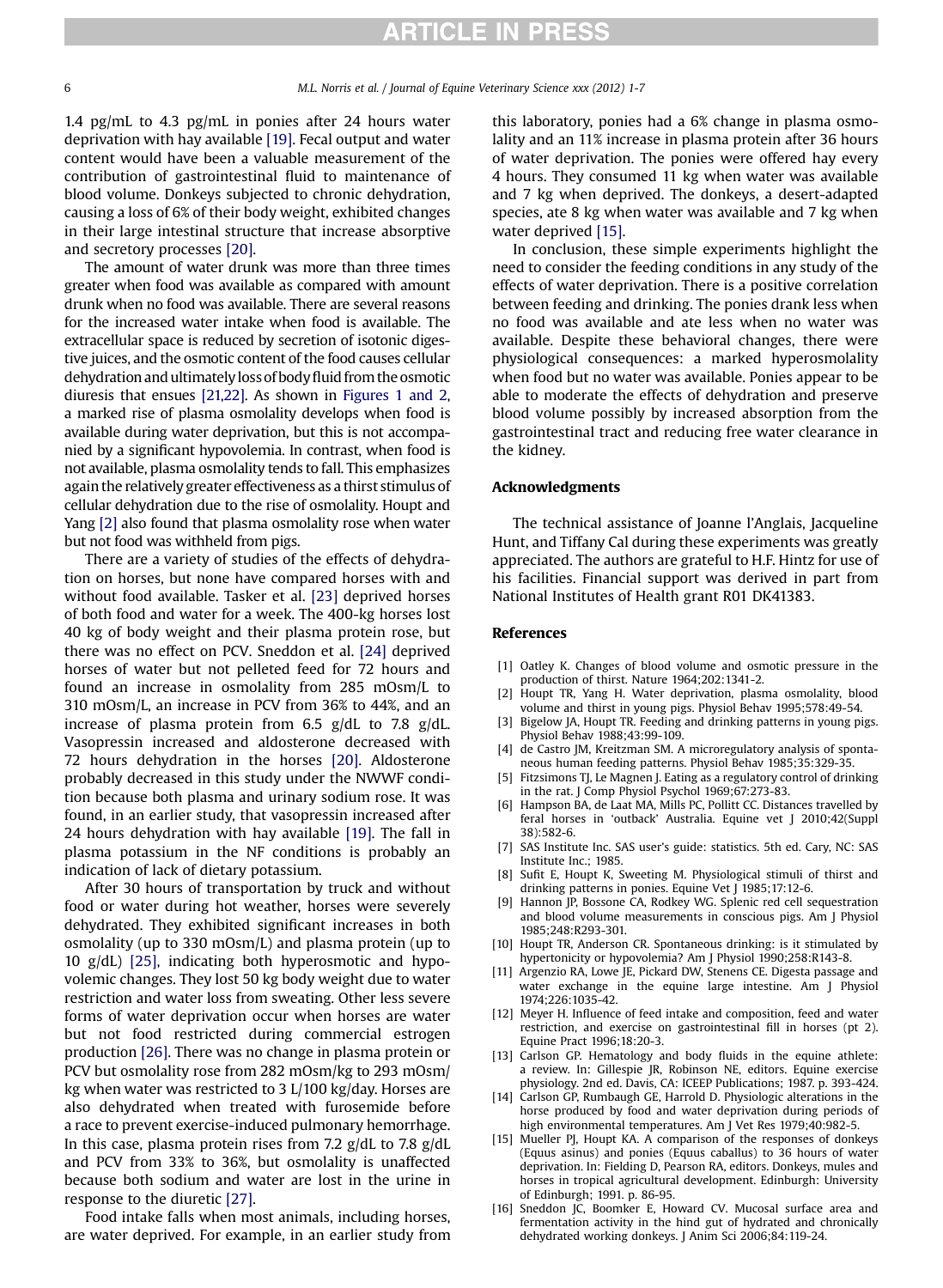1.4 pg/mL to 4.3 pg/mL in ponies after 24 hours water deprivation with hay available [19]. Fecal output and water content would have been a valuable measurement of the contribution of gastrointestinal fluid to maintenance of blood volume. Donkeys subjected to chronic dehydration, causing a loss of 6% of their body weight, exhibited changes in their large intestinal structure that increase absorptive and secretory processes [20].

The amount of water drunk was more than three times greater when food was available as compared with amount drunk when no food was available. There are several reasons for the increased water intake when food is available. The extracellular space is reduced by secretion of isotonic digestive juices, and the osmotic content of the food causes cellular dehydration and ultimately loss of body fluid from the osmotic diuresis that ensues [21,22]. As shown in Figures 1 and 2, a marked rise of plasma osmolality develops when food is available during water deprivation, but this is not accompanied by a significant hypovolemia. In contrast, when food is not available, plasma osmolality tends to fall. This emphasizes again the relatively greater effectiveness as a thirst stimulus of cellular dehydration due to the rise of osmolality. Houpt and Yang [2] also found that plasma osmolality rose when water but not food was withheld from pigs.

There are a variety of studies of the effects of dehydration on horses, but none have compared horses with and without food available. Tasker et al. [23] deprived horses of both food and water for a week. The 400-kg horses lost 40 kg of body weight and their plasma protein rose, but there was no effect on PCV. Sneddon et al. [24] deprived horses of water but not pelleted feed for 72 hours and found an increase in osmolality from 285 mOsm/L to 310 mOsm/L, an increase in PCV from 36% to 44%, and an increase of plasma protein from 6.5 g/dL to 7.8 g/dL. Vasopressin increased and aldosterone decreased with 72 hours dehydration in the horses [20]. Aldosterone probably decreased in this study under the NWWF condition because both plasma and urinary sodium rose. It was found, in an earlier study, that vasopressin increased after 24 hours dehydration with hay available [19]. The fall in plasma potassium in the NF conditions is probably an indication of lack of dietary potassium.

After 30 hours of transportation by truck and without food or water during hot weather, horses were severely dehydrated. They exhibited significant increases in both osmolality (up to 330 mOsm/L) and plasma protein (up to 10 g/dL) [25], indicating both hyperosmotic and hypovolemic changes. They lost 50 kg body weight due to water restriction and water loss from sweating. Other less severe forms of water deprivation occur when horses are water but not food restricted during commercial estrogen production [26]. There was no change in plasma protein or PCV but osmolality rose from 282 mOsm/kg to 293 mOsm/kg when water was restricted to 3 L/100 kg/day. Horses are also dehydrated when treated with furosemide before a race to prevent exercise-induced pulmonary hemorrhage. In this case, plasma protein rises from 7.2 g/dL to 7.8 g/dL and PCV from 33% to 36%, but osmolality is unaffected because both sodium and water are lost in the urine in response to the diuretic [27].

Food intake falls when most animals, including horses, are water deprived. For example, in an earlier study from this laboratory, ponies had a 6% change in plasma osmolality and an 11% increase in plasma protein after 36 hours of water deprivation. The ponies were offered hay every 4 hours. They consumed 11 kg when water was available and 7 kg when deprived. The donkeys, a desert-adapted species, ate 8 kg when water was available and 7 kg when water deprived [15].

In conclusion, these simple experiments highlight the need to consider the feeding conditions in any study of the effects of water deprivation. There is a positive correlation between feeding and drinking. The ponies drank less when no food was available and ate less when no water was available. Despite these behavioral changes, there were physiological consequences: a marked hyperosmolality when food but no water was available. Ponies appear to be able to moderate the effects of dehydration and preserve blood volume possibly by increased absorption from the gastrointestinal tract and reducing free water clearance in the kidney.

## Acknowledgments

The technical assistance of Joanne l'Anglais, Jacqueline Hunt, and Tiffany Cal during these experiments was greatly appreciated. The authors are grateful to H.F. Hintz for use of his facilities. Financial support was derived in part from National Institutes of Health grant R01 DK41383.

## References

[1] Oatley K. Changes of blood volume and osmotic pressure in the production of thirst. Nature 1964;202:1341-2.
[2] Houpt TR, Yang H. Water deprivation, plasma osmolality, blood volume and thirst in young pigs. Physiol Behav 1995;578:49-54.
[3] Bigelow JA, Houpt TR. Feeding and drinking patterns in young pigs. Physiol Behav 1988;43:99-109.
[4] de Castro JM, Kreitzman SM. A microregulatory analysis of spontaneous human feeding patterns. Physiol Behav 1985;35:329-35.
[5] Fitzsimons TJ, Le Magnen J. Eating as a regulatory control of drinking in the rat. J Comp Physiol Psychol 1969;67:273-83.
[6] Hampson BA, de Laat MA, Mills PC, Pollitt CC. Distances travelled by feral horses in 'outback' Australia. Equine vet J 2010;42(Suppl 38):582-6.
[7] SAS Institute Inc. SAS user's guide: statistics. 5th ed. Cary, NC: SAS Institute Inc.; 1985.
[8] Sufit E, Houpt K, Sweeting M. Physiological stimuli of thirst and drinking patterns in ponies. Equine Vet J 1985;17:12-6.
[9] Hannon JP, Bossone CA, Rodkey WG. Splenic red cell sequestration and blood volume measurements in conscious pigs. Am J Physiol 1985;248:R293-301.
[10] Houpt TR, Anderson CR. Spontaneous drinking: is it stimulated by hypertonicity or hypovolemia? Am J Physiol 1990;258:R143-8.
[11] Argenzio RA, Lowe JE, Pickard DW, Stenens CE. Digesta passage and water exchange in the equine large intestine. Am J Physiol 1974;226:1035-42.
[12] Meyer H. Influence of feed intake and composition, feed and water restriction, and exercise on gastrointestinal fill in horses (pt 2). Equine Pract 1996;18:20-3.
[13] Carlson GP. Hematology and body fluids in the equine athlete: a review. In: Gillespie JR, Robinson NE, editors. Equine exercise physiology. 2nd ed. Davis, CA: ICEEP Publications; 1987. p. 393-424.
[14] Carlson GP, Rumbaugh GE, Harrold D. Physiologic alterations in the horse produced by food and water deprivation during periods of high environmental temperatures. Am J Vet Res 1979;40:982-5.
[15] Mueller PJ, Houpt KA. A comparison of the responses of donkeys (Equus asinus) and ponies (Equus caballus) to 36 hours of water deprivation. In: Fielding D, Pearson RA, editors. Donkeys, mules and horses in tropical agricultural development. Edinburgh: University of Edinburgh; 1991. p. 86-95.
[16] Sneddon JC, Boomker E, Howard CV. Mucosal surface area and fermentation activity in the hind gut of hydrated and chronically dehydrated working donkeys. J Anim Sci 2006;84:119-24.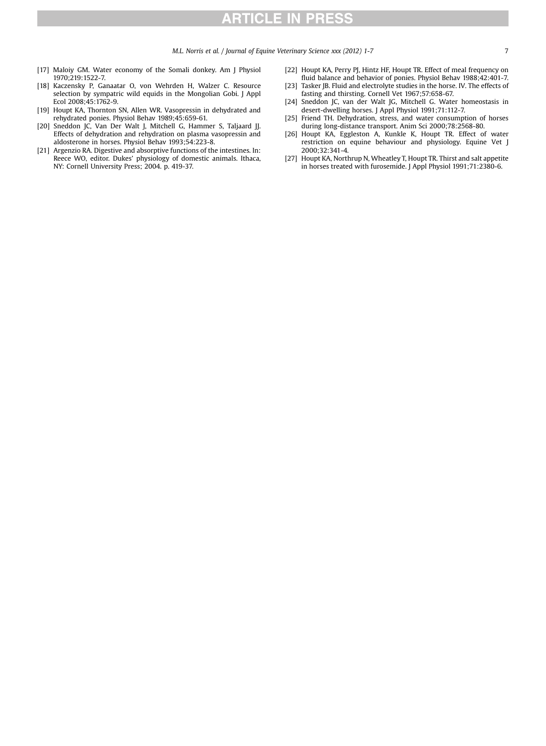[17] Maloiy GM. Water economy of the Somali donkey. Am J Physiol 1970;219:1522-7.

[18] Kaczensky P, Ganaatar O, von Wehrden H, Walzer C. Resource selection by sympatric wild equids in the Mongolian Gobi. J Appl Ecol 2008;45:1762-9.

[19] Houpt KA, Thornton SN, Allen WR. Vasopressin in dehydrated and rehydrated ponies. Physiol Behav 1989;45:659-61.

[20] Sneddon JC, Van Der Walt J, Mitchell G, Hammer S, Taljaard JJ. Effects of dehydration and rehydration on plasma vasopressin and aldosterone in horses. Physiol Behav 1993;54:223-8.

[21] Argenzio RA. Digestive and absorptive functions of the intestines. In: Reece WO, editor. Dukes' physiology of domestic animals. Ithaca, NY: Cornell University Press; 2004. p. 419-37.

[22] Houpt KA, Perry PJ, Hintz HF, Houpt TR. Effect of meal frequency on fluid balance and behavior of ponies. Physiol Behav 1988;42:401-7.

[23] Tasker JB. Fluid and electrolyte studies in the horse. IV. The effects of fasting and thirsting. Cornell Vet 1967;57:658-67.

[24] Sneddon JC, van der Walt JG, Mitchell G. Water homeostasis in desert-dwelling horses. J Appl Physiol 1991;71:112-7.

[25] Friend TH. Dehydration, stress, and water consumption of horses during long-distance transport. Anim Sci 2000;78:2568-80.

[26] Houpt KA, Eggleston A, Kunkle K, Houpt TR. Effect of water restriction on equine behaviour and physiology. Equine Vet J 2000;32:341-4.

[27] Houpt KA, Northrup N, Wheatley T, Houpt TR. Thirst and salt appetite in horses treated with furosemide. J Appl Physiol 1991;71:2380-6.